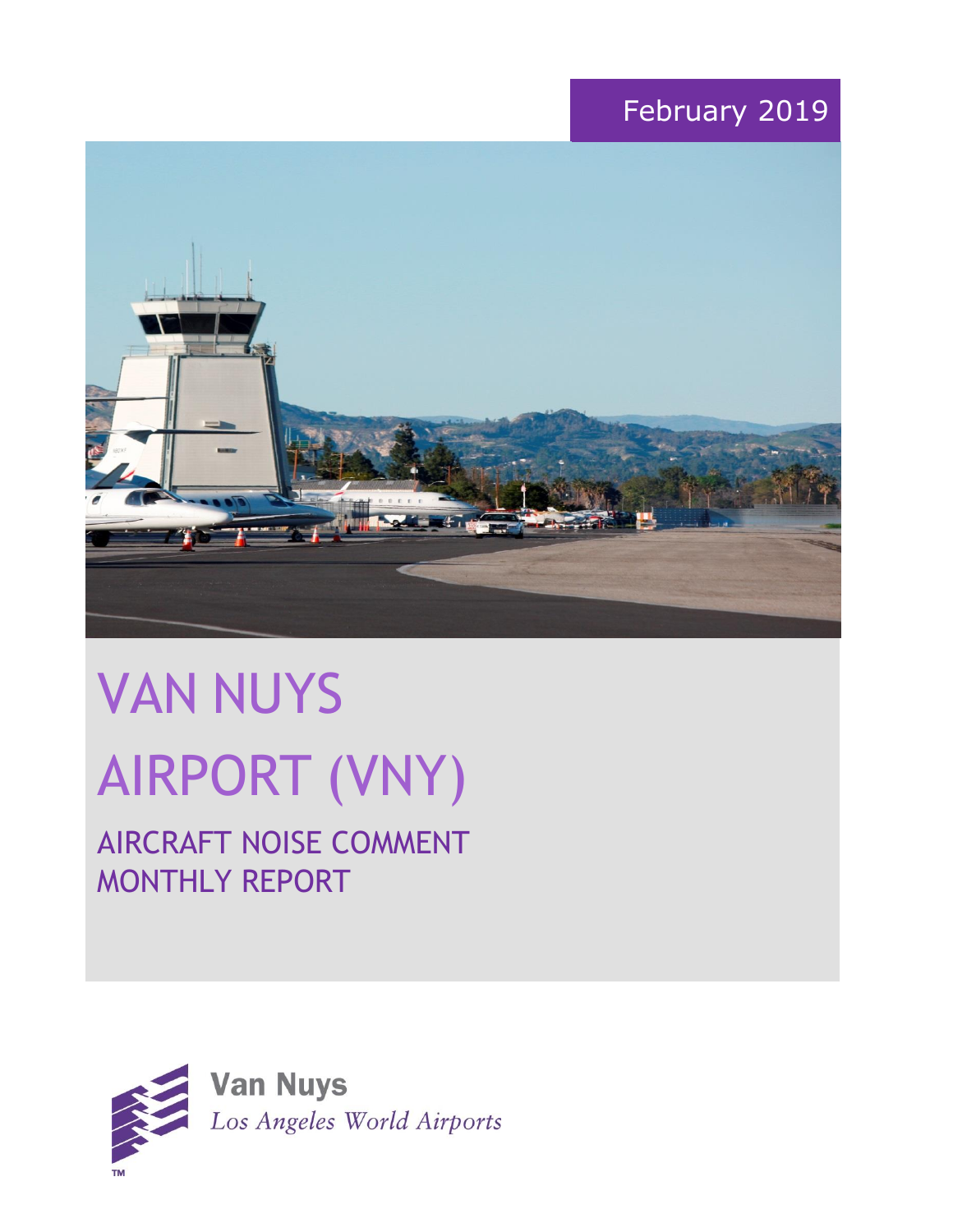February 2019

# VAN NUYS AIRPORT (VNY)

## AIRCRAFT NOISE COMMENT MONTHLY REPORT

Van Nuys
*Los Angeles World Airports*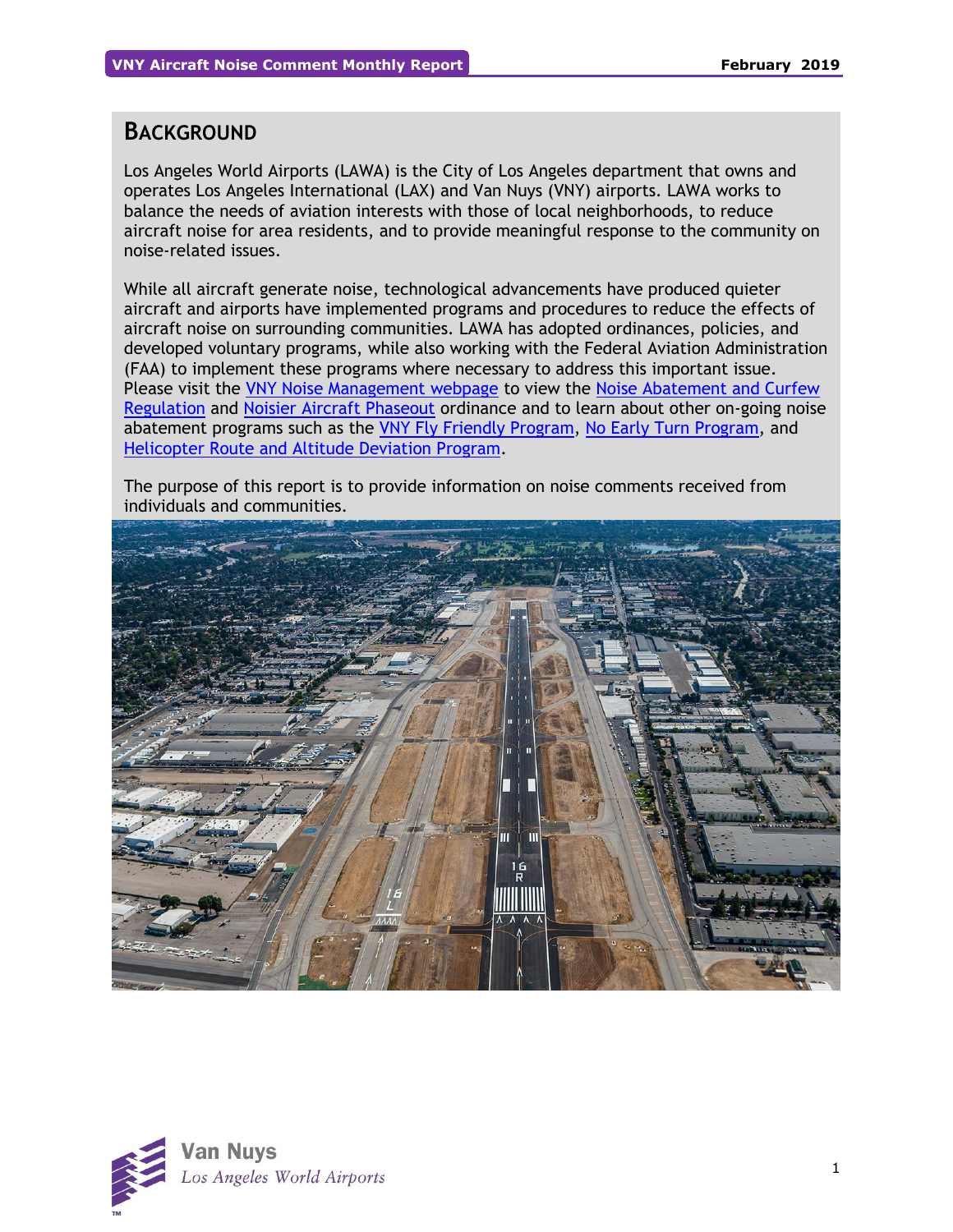## Background

Los Angeles World Airports (LAWA) is the City of Los Angeles department that owns and operates Los Angeles International (LAX) and Van Nuys (VNY) airports. LAWA works to balance the needs of aviation interests with those of local neighborhoods, to reduce aircraft noise for area residents, and to provide meaningful response to the community on noise-related issues.

While all aircraft generate noise, technological advancements have produced quieter aircraft and airports have implemented programs and procedures to reduce the effects of aircraft noise on surrounding communities. LAWA has adopted ordinances, policies, and developed voluntary programs, while also working with the Federal Aviation Administration (FAA) to implement these programs where necessary to address this important issue. Please visit the VNY Noise Management webpage to view the Noise Abatement and Curfew Regulation and Noisier Aircraft Phaseout ordinance and to learn about other on-going noise abatement programs such as the VNY Fly Friendly Program, No Early Turn Program, and Helicopter Route and Altitude Deviation Program.

The purpose of this report is to provide information on noise comments received from individuals and communities.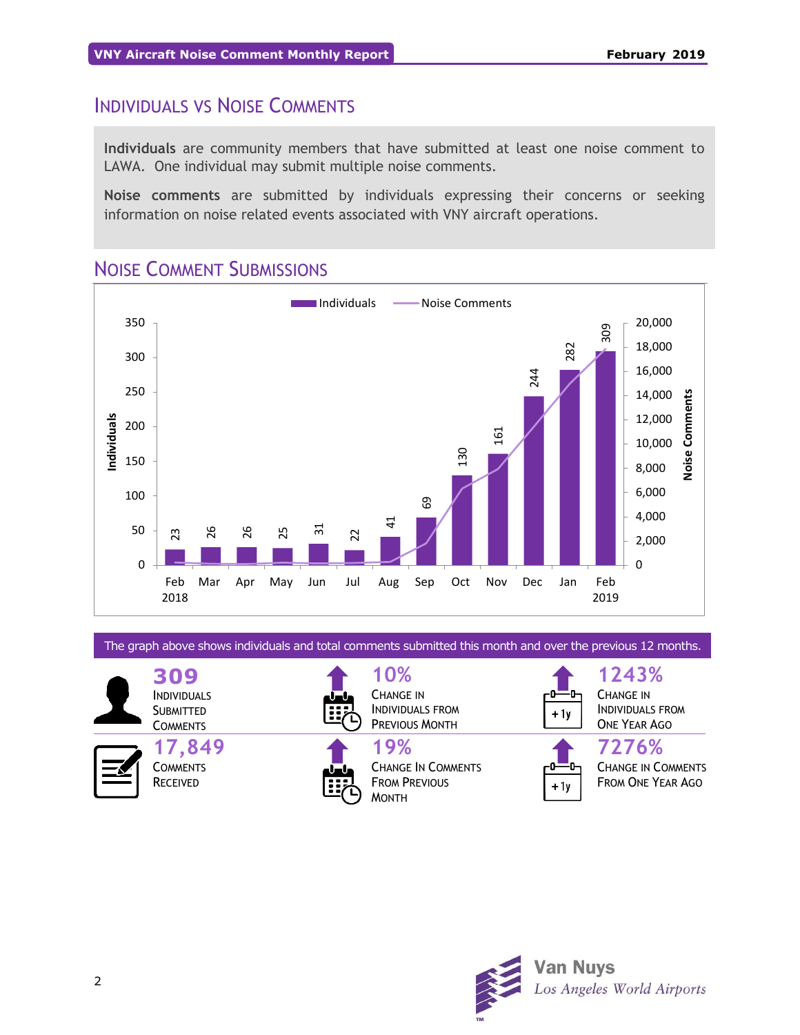## Individuals vs Noise Comments

**Individuals** are community members that have submitted at least one noise comment to LAWA. One individual may submit multiple noise comments.

**Noise comments** are submitted by individuals expressing their concerns or seeking information on noise related events associated with VNY aircraft operations.

## Noise Comment Submissions

| Month | Individuals |
|---|---|
| Feb 2018 | 23 |
| Mar | 26 |
| Apr | 26 |
| May | 25 |
| Jun | 31 |
| Jul | 22 |
| Aug | 41 |
| Sep | 69 |
| Oct | 130 |
| Nov | 161 |
| Dec | 244 |
| Jan | 282 |
| Feb 2019 | 309 |

The graph above shows individuals and total comments submitted this month and over the previous 12 months.

- **309** Individuals Submitted Comments
- **10%** Change in Individuals from Previous Month
- **1243%** Change in Individuals from One Year Ago
- **17,849** Comments Received
- **19%** Change in Comments from Previous Month
- **7276%** Change in Comments from One Year Ago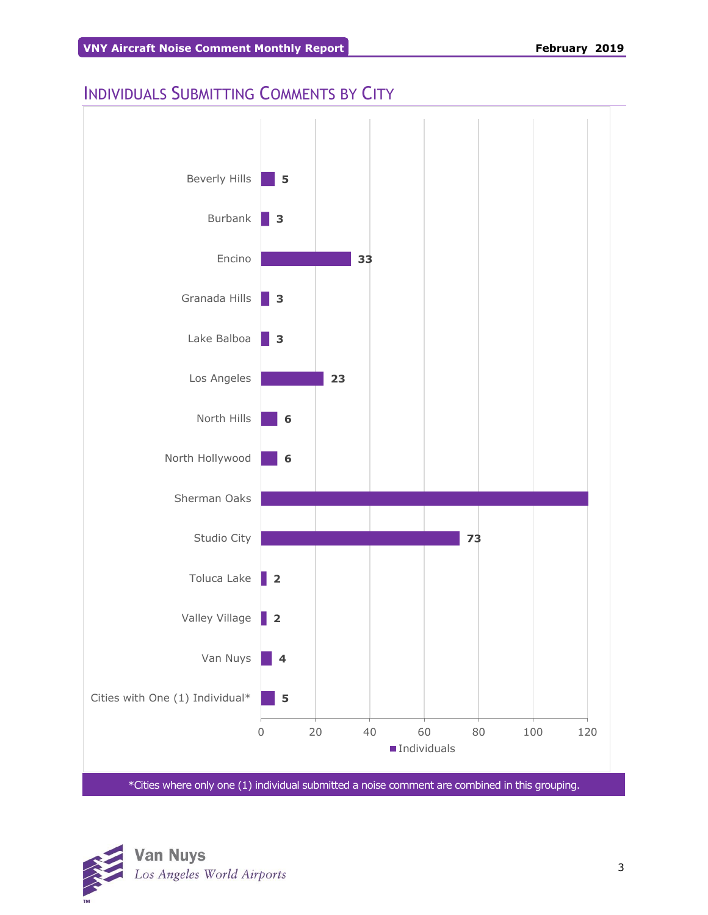## Individuals Submitting Comments by City

| City | Individuals |
|---|---|
| Beverly Hills | 5 |
| Burbank | 3 |
| Encino | 33 |
| Granada Hills | 3 |
| Lake Balboa | 3 |
| Los Angeles | 23 |
| North Hills | 6 |
| North Hollywood | 6 |
| Sherman Oaks | |
| Studio City | 73 |
| Toluca Lake | 2 |
| Valley Village | 2 |
| Van Nuys | 4 |
| Cities with One (1) Individual* | 5 |

*Cities where only one (1) individual submitted a noise comment are combined in this grouping.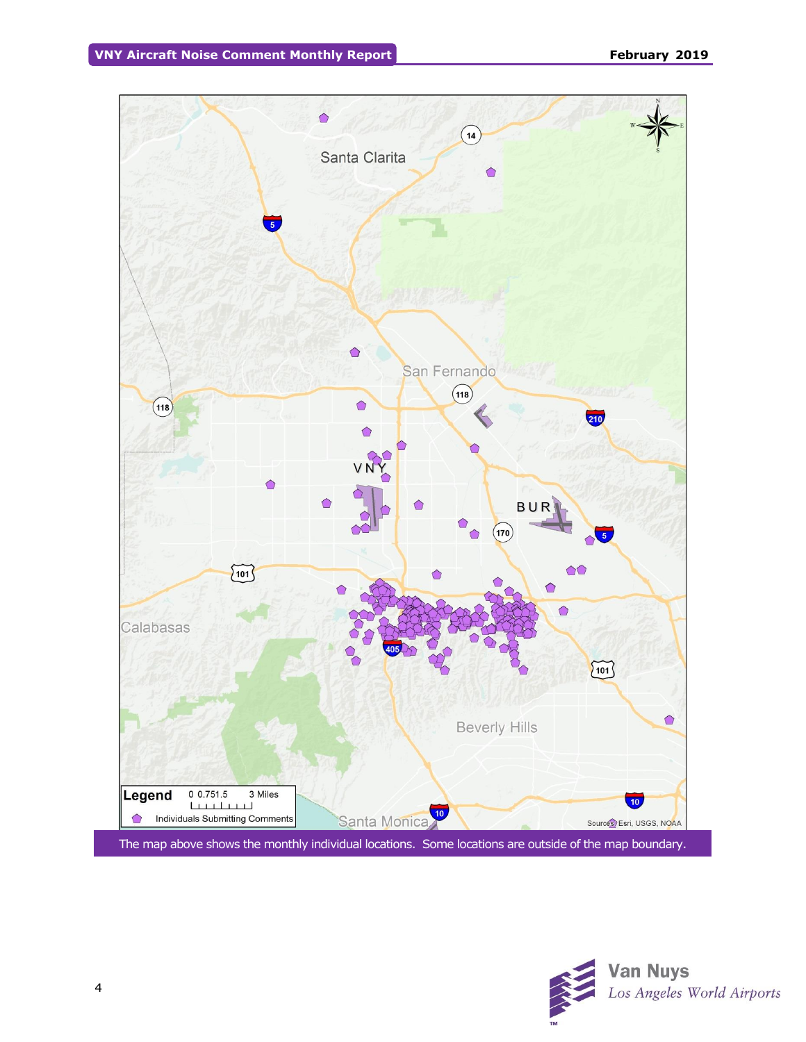The map above shows the monthly individual locations. Some locations are outside of the map boundary.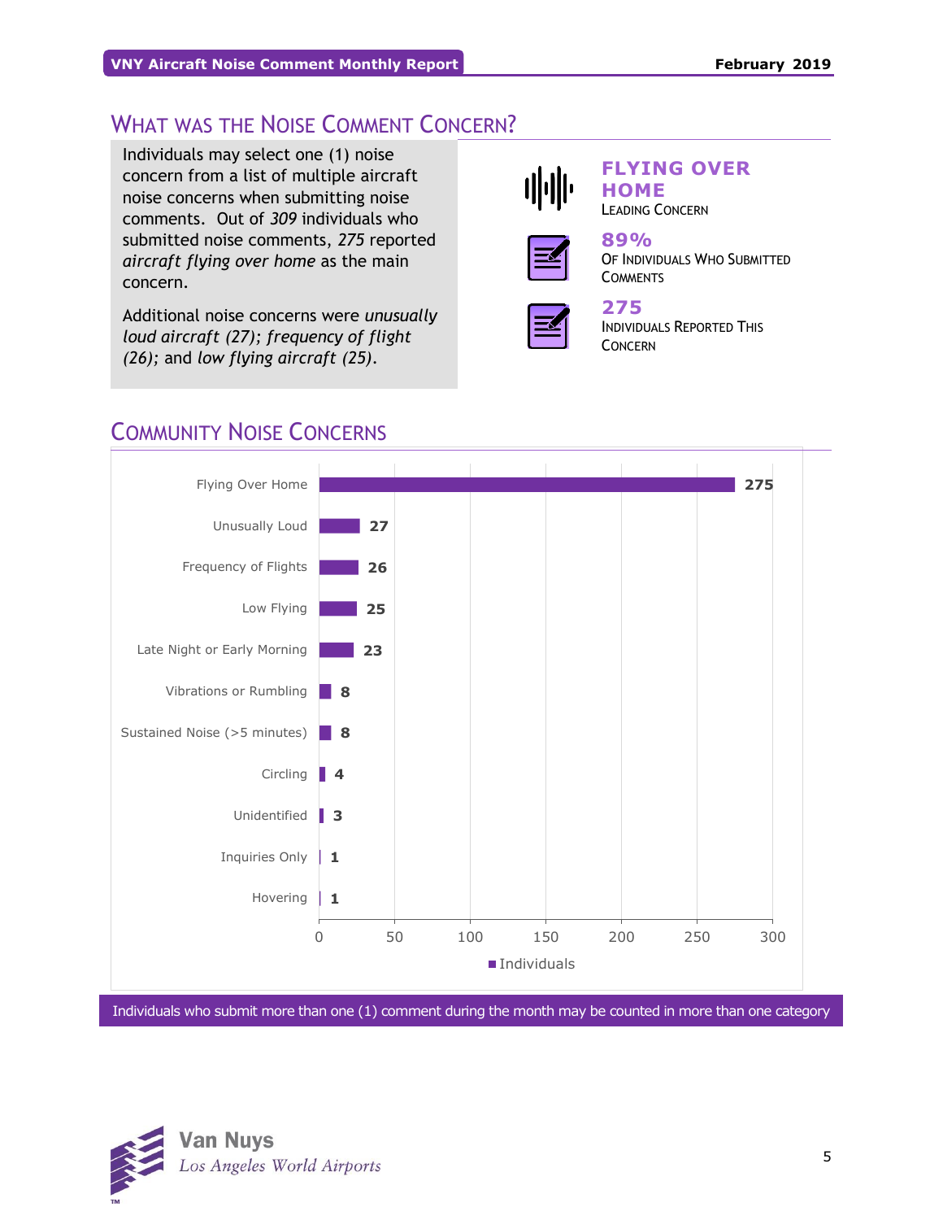## What was the Noise Comment Concern?

Individuals may select one (1) noise concern from a list of multiple aircraft noise concerns when submitting noise comments. Out of *309* individuals who submitted noise comments, *275* reported *aircraft flying over home* as the main concern.

Additional noise concerns were *unusually loud aircraft (27)*; *frequency of flight (26)*; and *low flying aircraft (25)*.

**FLYING OVER HOME**
Leading Concern

**89%**
Of Individuals Who Submitted Comments

**275**
Individuals Reported This Concern

## Community Noise Concerns

| Concern | Individuals |
|---|---|
| Flying Over Home | 275 |
| Unusually Loud | 27 |
| Frequency of Flights | 26 |
| Low Flying | 25 |
| Late Night or Early Morning | 23 |
| Vibrations or Rumbling | 8 |
| Sustained Noise (>5 minutes) | 8 |
| Circling | 4 |
| Unidentified | 3 |
| Inquiries Only | 1 |
| Hovering | 1 |

Individuals who submit more than one (1) comment during the month may be counted in more than one category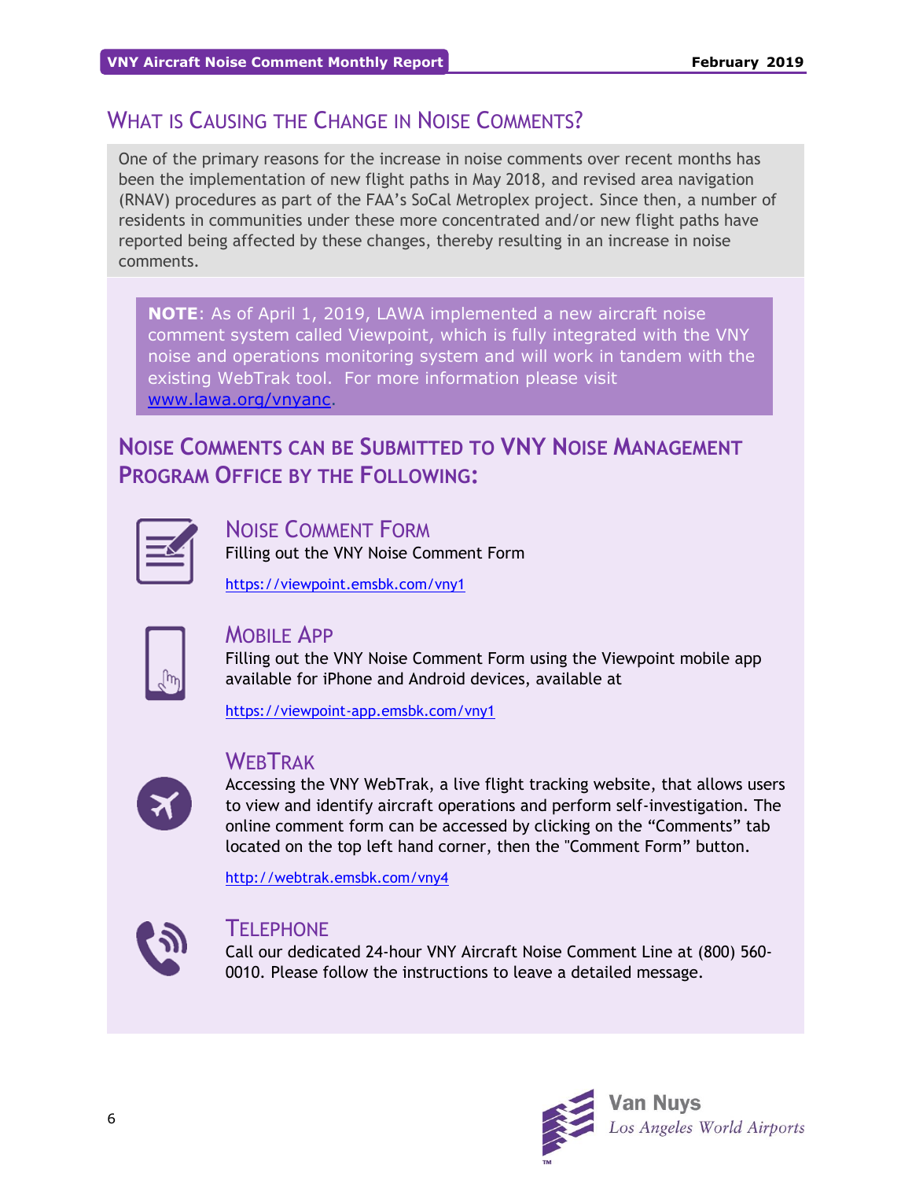## What is Causing the Change in Noise Comments?

One of the primary reasons for the increase in noise comments over recent months has been the implementation of new flight paths in May 2018, and revised area navigation (RNAV) procedures as part of the FAA's SoCal Metroplex project. Since then, a number of residents in communities under these more concentrated and/or new flight paths have reported being affected by these changes, thereby resulting in an increase in noise comments.

**NOTE**: As of April 1, 2019, LAWA implemented a new aircraft noise comment system called Viewpoint, which is fully integrated with the VNY noise and operations monitoring system and will work in tandem with the existing WebTrak tool. For more information please visit www.lawa.org/vnyanc.

## Noise Comments can be Submitted to VNY Noise Management Program Office by the Following:

### Noise Comment Form

Filling out the VNY Noise Comment Form

https://viewpoint.emsbk.com/vny1

### Mobile App

Filling out the VNY Noise Comment Form using the Viewpoint mobile app available for iPhone and Android devices, available at

https://viewpoint-app.emsbk.com/vny1

### WebTrak

Accessing the VNY WebTrak, a live flight tracking website, that allows users to view and identify aircraft operations and perform self-investigation. The online comment form can be accessed by clicking on the "Comments" tab located on the top left hand corner, then the "Comment Form" button.

http://webtrak.emsbk.com/vny4

### Telephone

Call our dedicated 24-hour VNY Aircraft Noise Comment Line at (800) 560-0010. Please follow the instructions to leave a detailed message.